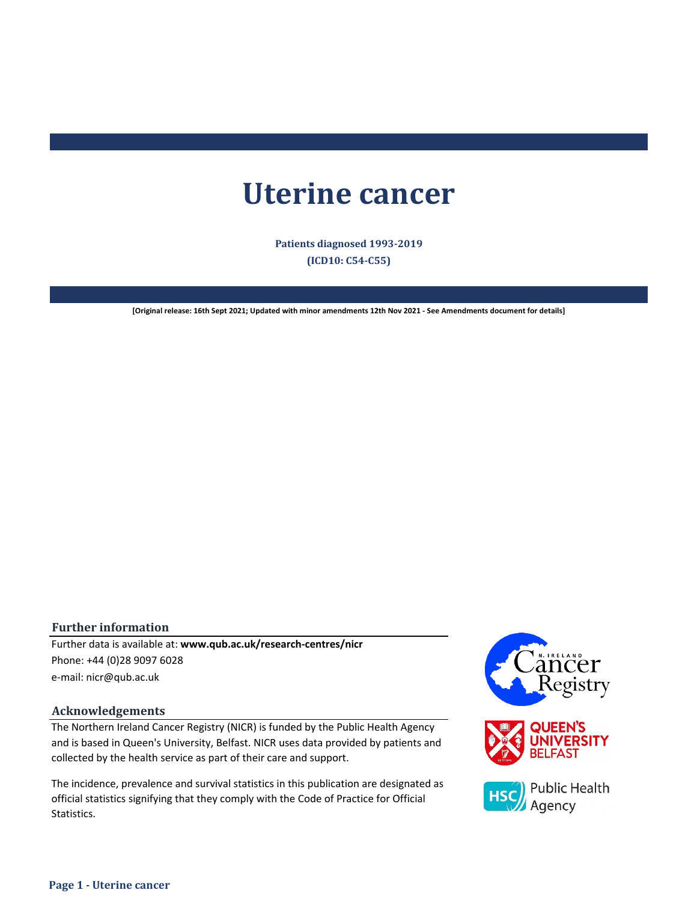# Uterine cancer

**Patients diagnosed 1993-2019**
**(ICD10: C54-C55)**

**[Original release: 16th Sept 2021; Updated with minor amendments 12th Nov 2021 - See Amendments document for details]**

## Further information

Further data is available at: **www.qub.ac.uk/research-centres/nicr**
Phone: +44 (0)28 9097 6028
e-mail: nicr@qub.ac.uk

## Acknowledgements

The Northern Ireland Cancer Registry (NICR) is funded by the Public Health Agency and is based in Queen's University, Belfast. NICR uses data provided by patients and collected by the health service as part of their care and support.

The incidence, prevalence and survival statistics in this publication are designated as official statistics signifying that they comply with the Code of Practice for Official Statistics.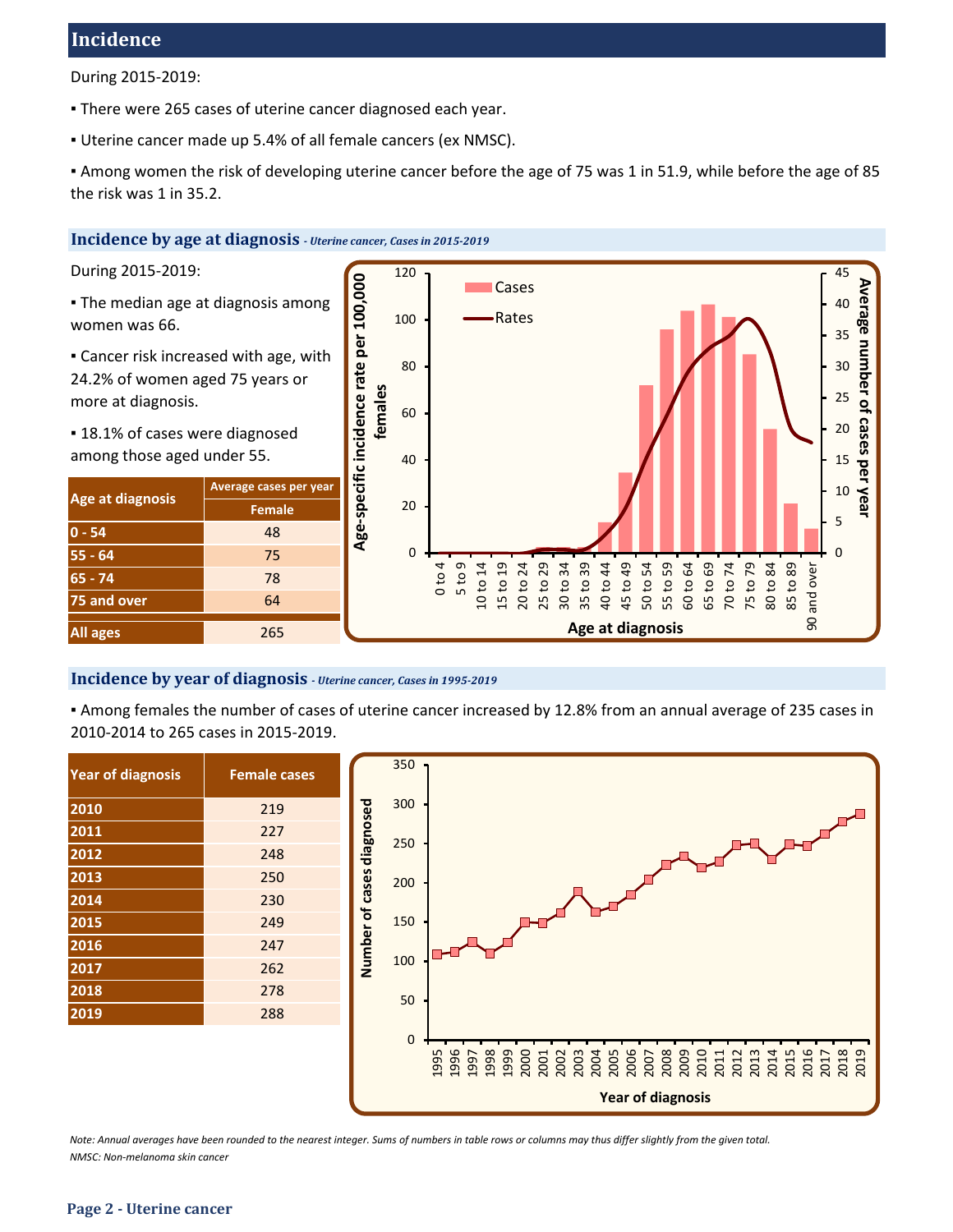## Incidence

During 2015-2019:

▪ There were 265 cases of uterine cancer diagnosed each year.

▪ Uterine cancer made up 5.4% of all female cancers (ex NMSC).

▪ Among women the risk of developing uterine cancer before the age of 75 was 1 in 51.9, while before the age of 85 the risk was 1 in 35.2.

### Incidence by age at diagnosis *- Uterine cancer, Cases in 2015-2019*

During 2015-2019:

▪ The median age at diagnosis among women was 66.

▪ Cancer risk increased with age, with 24.2% of women aged 75 years or more at diagnosis.

▪ 18.1% of cases were diagnosed among those aged under 55.

| Age at diagnosis | Average cases per year |
|---|---|
| | Female |
| 0 - 54 | 48 |
| 55 - 64 | 75 |
| 65 - 74 | 78 |
| 75 and over | 64 |
| All ages | 265 |

Cases
Rates
Age-specific incidence rate per 100,000 females
Average number of cases per year
120
100
80
60
40
20
0
45
40
35
30
25
20
15
10
5
0
0 to 4, 5 to 9, 10 to 14, 15 to 19, 20 to 24, 25 to 29, 30 to 34, 35 to 39, 40 to 44, 45 to 49, 50 to 54, 55 to 59, 60 to 64, 65 to 69, 70 to 74, 75 to 79, 80 to 84, 85 to 89, 90 and over
Age at diagnosis

### Incidence by year of diagnosis *- Uterine cancer, Cases in 1995-2019*

▪ Among females the number of cases of uterine cancer increased by 12.8% from an annual average of 235 cases in 2010-2014 to 265 cases in 2015-2019.

| Year of diagnosis | Female cases |
|---|---|
| 2010 | 219 |
| 2011 | 227 |
| 2012 | 248 |
| 2013 | 250 |
| 2014 | 230 |
| 2015 | 249 |
| 2016 | 247 |
| 2017 | 262 |
| 2018 | 278 |
| 2019 | 288 |

Number of cases diagnosed
350
300
250
200
150
100
50
0
1995, 1996, 1997, 1998, 1999, 2000, 2001, 2002, 2003, 2004, 2005, 2006, 2007, 2008, 2009, 2010, 2011, 2012, 2013, 2014, 2015, 2016, 2017, 2018, 2019
Year of diagnosis

*Note: Annual averages have been rounded to the nearest integer. Sums of numbers in table rows or columns may thus differ slightly from the given total.*

*NMSC: Non-melanoma skin cancer*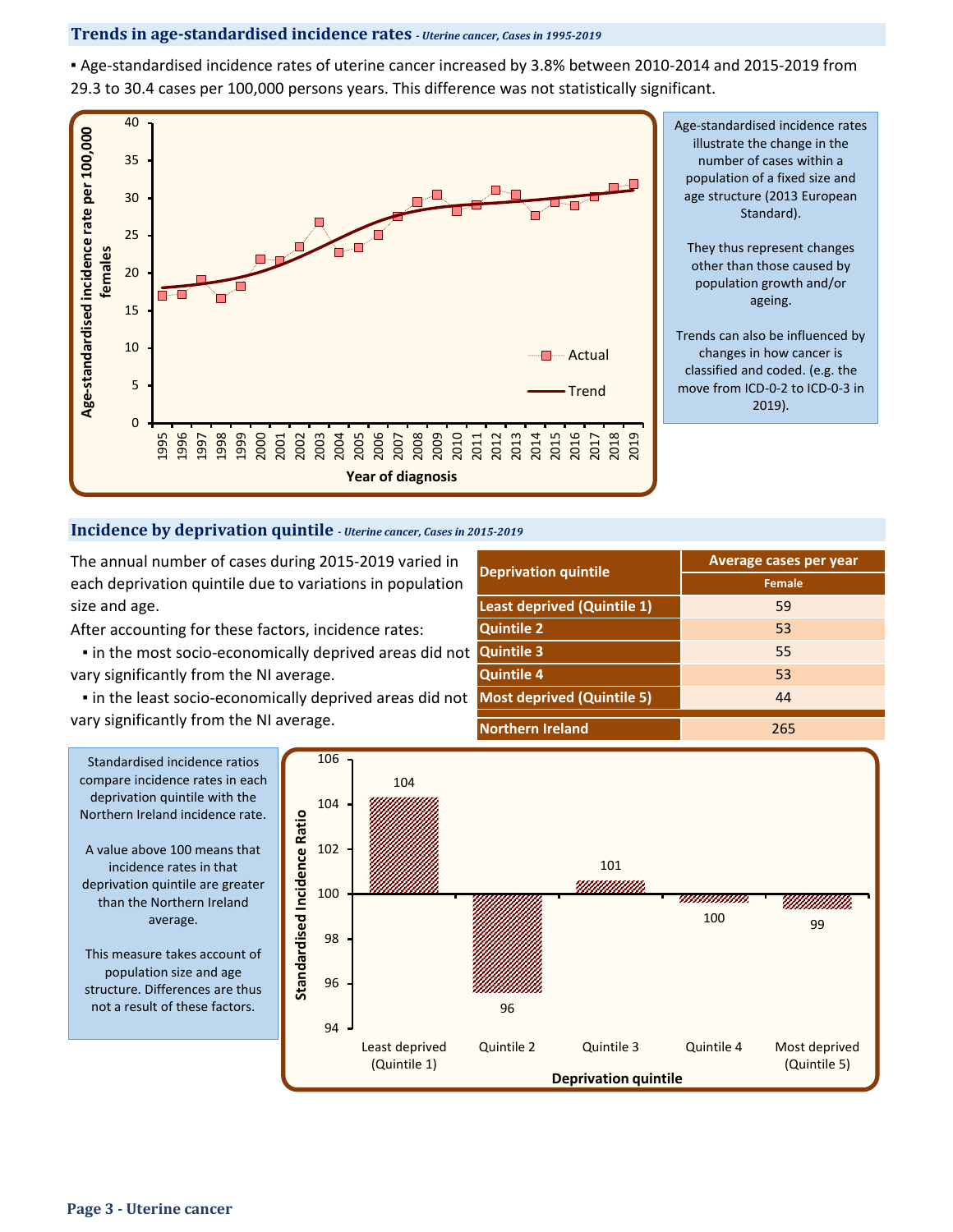## Trends in age-standardised incidence rates *- Uterine cancer, Cases in 1995-2019*

▪ Age-standardised incidence rates of uterine cancer increased by 3.8% between 2010-2014 and 2015-2019 from 29.3 to 30.4 cases per 100,000 persons years. This difference was not statistically significant.

Age-standardised incidence rate per 100,000 females

40
35
30
25
20
15
10
5
0

1995 1996 1997 1998 1999 2000 2001 2002 2003 2004 2005 2006 2007 2008 2009 2010 2011 2012 2013 2014 2015 2016 2017 2018 2019

Year of diagnosis

Actual
Trend

Age-standardised incidence rates illustrate the change in the number of cases within a population of a fixed size and age structure (2013 European Standard).

They thus represent changes other than those caused by population growth and/or ageing.

Trends can also be influenced by changes in how cancer is classified and coded. (e.g. the move from ICD-0-2 to ICD-0-3 in 2019).

## Incidence by deprivation quintile *- Uterine cancer, Cases in 2015-2019*

The annual number of cases during 2015-2019 varied in each deprivation quintile due to variations in population size and age.

After accounting for these factors, incidence rates:

▪ in the most socio-economically deprived areas did not vary significantly from the NI average.

▪ in the least socio-economically deprived areas did not vary significantly from the NI average.

| Deprivation quintile | Average cases per year |
|---|---|
| | Female |
| Least deprived (Quintile 1) | 59 |
| Quintile 2 | 53 |
| Quintile 3 | 55 |
| Quintile 4 | 53 |
| Most deprived (Quintile 5) | 44 |
| Northern Ireland | 265 |

Standardised incidence ratios compare incidence rates in each deprivation quintile with the Northern Ireland incidence rate.

A value above 100 means that incidence rates in that deprivation quintile are greater than the Northern Ireland average.

This measure takes account of population size and age structure. Differences are thus not a result of these factors.

Standardised Incidence Ratio

106
104
102
100
98
96
94

104
96
101
100
99

Least deprived (Quintile 1)
Quintile 2
Quintile 3
Quintile 4
Most deprived (Quintile 5)

Deprivation quintile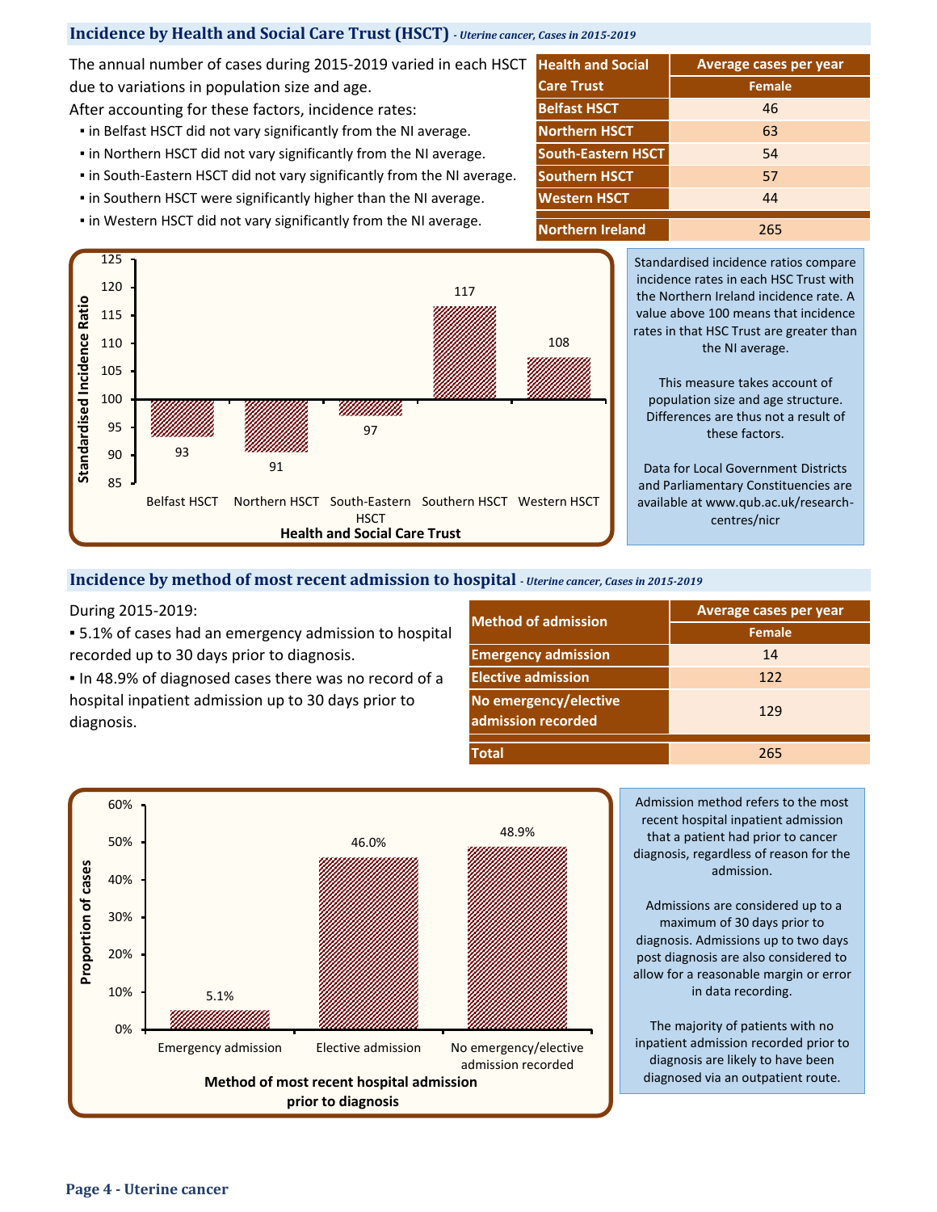## Incidence by Health and Social Care Trust (HSCT) *- Uterine cancer, Cases in 2015-2019*

The annual number of cases during 2015-2019 varied in each HSCT due to variations in population size and age.

After accounting for these factors, incidence rates:

- in Belfast HSCT did not vary significantly from the NI average.
- in Northern HSCT did not vary significantly from the NI average.
- in South-Eastern HSCT did not vary significantly from the NI average.
- in Southern HSCT were significantly higher than the NI average.
- in Western HSCT did not vary significantly from the NI average.

| Health and Social Care Trust | Average cases per year |
|---|---|
| | Female |
| Belfast HSCT | 46 |
| Northern HSCT | 63 |
| South-Eastern HSCT | 54 |
| Southern HSCT | 57 |
| Western HSCT | 44 |
| Northern Ireland | 265 |

Standardised Incidence Ratio

125
120
115
110
105
100
95
90
85

93
91
97
117
108

Belfast HSCT
Northern HSCT
South-Eastern HSCT
Southern HSCT
Western HSCT

Health and Social Care Trust

Standardised incidence ratios compare incidence rates in each HSC Trust with the Northern Ireland incidence rate. A value above 100 means that incidence rates in that HSC Trust are greater than the NI average.

This measure takes account of population size and age structure. Differences are thus not a result of these factors.

Data for Local Government Districts and Parliamentary Constituencies are available at www.qub.ac.uk/research-centres/nicr

## Incidence by method of most recent admission to hospital *- Uterine cancer, Cases in 2015-2019*

During 2015-2019:

- 5.1% of cases had an emergency admission to hospital recorded up to 30 days prior to diagnosis.
- In 48.9% of diagnosed cases there was no record of a hospital inpatient admission up to 30 days prior to diagnosis.

| Method of admission | Average cases per year |
|---|---|
| | Female |
| Emergency admission | 14 |
| Elective admission | 122 |
| No emergency/elective admission recorded | 129 |
| Total | 265 |

Proportion of cases

60%
50%
40%
30%
20%
10%
0%

5.1%
46.0%
48.9%

Emergency admission
Elective admission
No emergency/elective admission recorded

Method of most recent hospital admission prior to diagnosis

Admission method refers to the most recent hospital inpatient admission that a patient had prior to cancer diagnosis, regardless of reason for the admission.

Admissions are considered up to a maximum of 30 days prior to diagnosis. Admissions up to two days post diagnosis are also considered to allow for a reasonable margin or error in data recording.

The majority of patients with no inpatient admission recorded prior to diagnosis are likely to have been diagnosed via an outpatient route.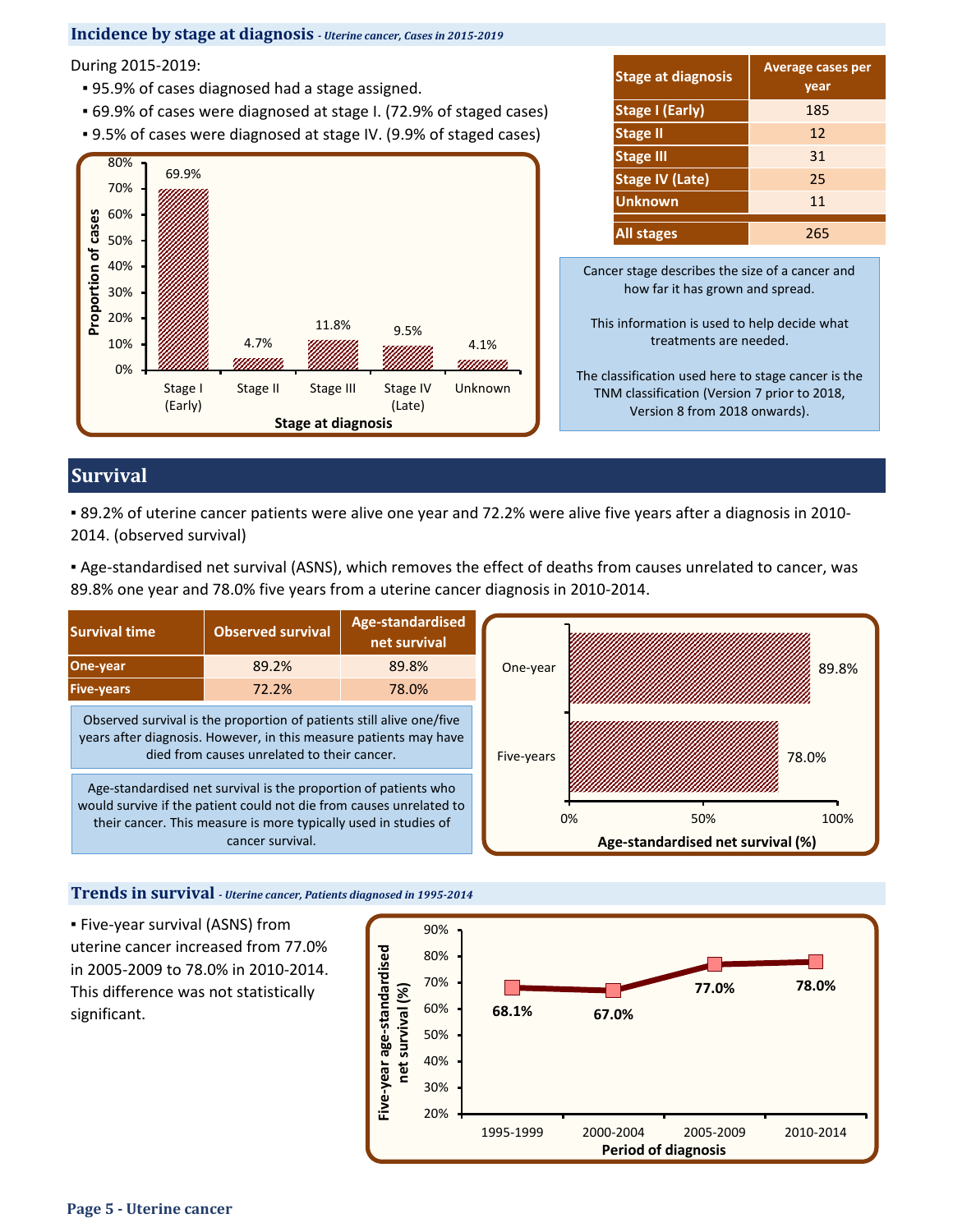## Incidence by stage at diagnosis *- Uterine cancer, Cases in 2015-2019*

During 2015-2019:

- 95.9% of cases diagnosed had a stage assigned.
- 69.9% of cases were diagnosed at stage I. (72.9% of staged cases)
- 9.5% of cases were diagnosed at stage IV. (9.9% of staged cases)

80%
70%
60%
50%
40%
30%
20%
10%
0%
Proportion of cases
69.9%
4.7%
11.8%
9.5%
4.1%
Stage I (Early)
Stage II
Stage III
Stage IV (Late)
Unknown
Stage at diagnosis

| Stage at diagnosis | Average cases per year |
|---|---|
| Stage I (Early) | 185 |
| Stage II | 12 |
| Stage III | 31 |
| Stage IV (Late) | 25 |
| Unknown | 11 |
| All stages | 265 |

Cancer stage describes the size of a cancer and how far it has grown and spread.

This information is used to help decide what treatments are needed.

The classification used here to stage cancer is the TNM classification (Version 7 prior to 2018, Version 8 from 2018 onwards).

## Survival

- 89.2% of uterine cancer patients were alive one year and 72.2% were alive five years after a diagnosis in 2010-2014. (observed survival)

- Age-standardised net survival (ASNS), which removes the effect of deaths from causes unrelated to cancer, was 89.8% one year and 78.0% five years from a uterine cancer diagnosis in 2010-2014.

| Survival time | Observed survival | Age-standardised net survival |
|---|---|---|
| One-year | 89.2% | 89.8% |
| Five-years | 72.2% | 78.0% |

Observed survival is the proportion of patients still alive one/five years after diagnosis. However, in this measure patients may have died from causes unrelated to their cancer.

Age-standardised net survival is the proportion of patients who would survive if the patient could not die from causes unrelated to their cancer. This measure is more typically used in studies of cancer survival.

One-year
89.8%
Five-years
78.0%
0%
50%
100%
Age-standardised net survival (%)

## Trends in survival *- Uterine cancer, Patients diagnosed in 1995-2014*

- Five-year survival (ASNS) from uterine cancer increased from 77.0% in 2005-2009 to 78.0% in 2010-2014. This difference was not statistically significant.

90%
80%
70%
60%
50%
40%
30%
20%
Five-year age-standardised net survival (%)
68.1%
67.0%
77.0%
78.0%
1995-1999
2000-2004
2005-2009
2010-2014
Period of diagnosis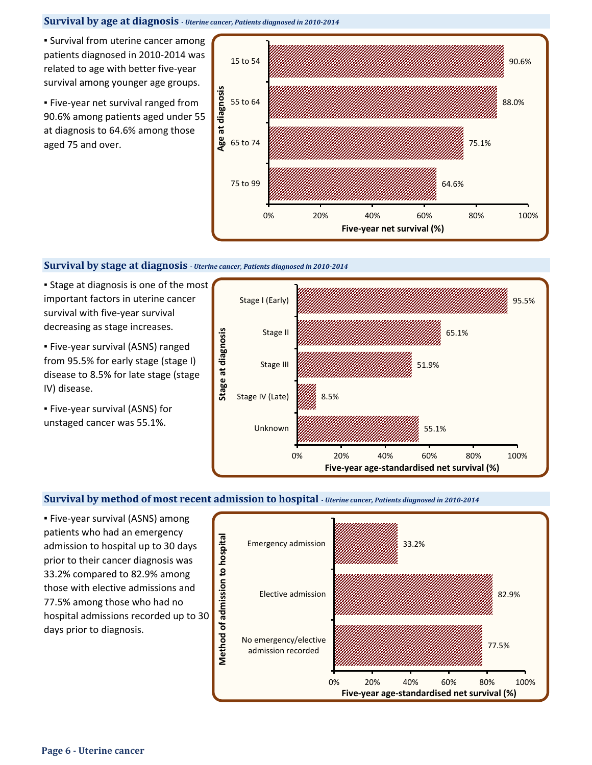## Survival by age at diagnosis *- Uterine cancer, Patients diagnosed in 2010-2014*

- Survival from uterine cancer among patients diagnosed in 2010-2014 was related to age with better five-year survival among younger age groups.
- Five-year net survival ranged from 90.6% among patients aged under 55 at diagnosis to 64.6% among those aged 75 and over.

| Age at diagnosis | Five-year net survival (%) |
|---|---|
| 15 to 54 | 90.6% |
| 55 to 64 | 88.0% |
| 65 to 74 | 75.1% |
| 75 to 99 | 64.6% |

## Survival by stage at diagnosis *- Uterine cancer, Patients diagnosed in 2010-2014*

- Stage at diagnosis is one of the most important factors in uterine cancer survival with five-year survival decreasing as stage increases.
- Five-year survival (ASNS) ranged from 95.5% for early stage (stage I) disease to 8.5% for late stage (stage IV) disease.
- Five-year survival (ASNS) for unstaged cancer was 55.1%.

| Stage at diagnosis | Five-year age-standardised net survival (%) |
|---|---|
| Stage I (Early) | 95.5% |
| Stage II | 65.1% |
| Stage III | 51.9% |
| Stage IV (Late) | 8.5% |
| Unknown | 55.1% |

## Survival by method of most recent admission to hospital *- Uterine cancer, Patients diagnosed in 2010-2014*

- Five-year survival (ASNS) among patients who had an emergency admission to hospital up to 30 days prior to their cancer diagnosis was 33.2% compared to 82.9% among those with elective admissions and 77.5% among those who had no hospital admissions recorded up to 30 days prior to diagnosis.

| Method of admission to hospital | Five-year age-standardised net survival (%) |
|---|---|
| Emergency admission | 33.2% |
| Elective admission | 82.9% |
| No emergency/elective admission recorded | 77.5% |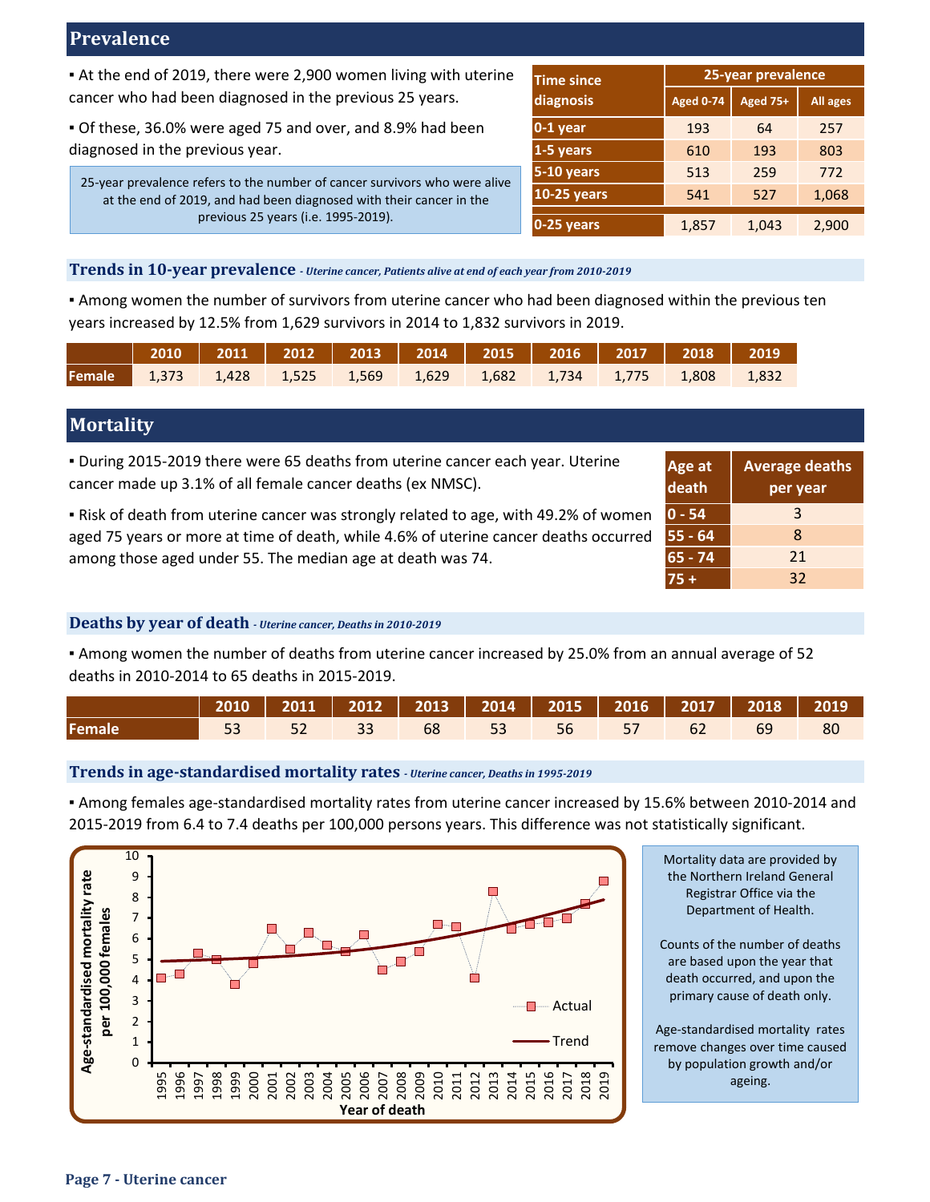## Prevalence

▪ At the end of 2019, there were 2,900 women living with uterine cancer who had been diagnosed in the previous 25 years.

▪ Of these, 36.0% were aged 75 and over, and 8.9% had been diagnosed in the previous year.

25-year prevalence refers to the number of cancer survivors who were alive at the end of 2019, and had been diagnosed with their cancer in the previous 25 years (i.e. 1995-2019).

| Time since diagnosis | 25-year prevalence | | |
|---|---|---|---|
| | Aged 0-74 | Aged 75+ | All ages |
| 0-1 year | 193 | 64 | 257 |
| 1-5 years | 610 | 193 | 803 |
| 5-10 years | 513 | 259 | 772 |
| 10-25 years | 541 | 527 | 1,068 |
| 0-25 years | 1,857 | 1,043 | 2,900 |

### Trends in 10-year prevalence *- Uterine cancer, Patients alive at end of each year from 2010-2019*

▪ Among women the number of survivors from uterine cancer who had been diagnosed within the previous ten years increased by 12.5% from 1,629 survivors in 2014 to 1,832 survivors in 2019.

| | 2010 | 2011 | 2012 | 2013 | 2014 | 2015 | 2016 | 2017 | 2018 | 2019 |
|---|---|---|---|---|---|---|---|---|---|---|
| Female | 1,373 | 1,428 | 1,525 | 1,569 | 1,629 | 1,682 | 1,734 | 1,775 | 1,808 | 1,832 |

## Mortality

▪ During 2015-2019 there were 65 deaths from uterine cancer each year. Uterine cancer made up 3.1% of all female cancer deaths (ex NMSC).

▪ Risk of death from uterine cancer was strongly related to age, with 49.2% of women aged 75 years or more at time of death, while 4.6% of uterine cancer deaths occurred among those aged under 55. The median age at death was 74.

| Age at death | Average deaths per year |
|---|---|
| 0 - 54 | 3 |
| 55 - 64 | 8 |
| 65 - 74 | 21 |
| 75 + | 32 |

### Deaths by year of death *- Uterine cancer, Deaths in 2010-2019*

▪ Among women the number of deaths from uterine cancer increased by 25.0% from an annual average of 52 deaths in 2010-2014 to 65 deaths in 2015-2019.

| | 2010 | 2011 | 2012 | 2013 | 2014 | 2015 | 2016 | 2017 | 2018 | 2019 |
|---|---|---|---|---|---|---|---|---|---|---|
| Female | 53 | 52 | 33 | 68 | 53 | 56 | 57 | 62 | 69 | 80 |

### Trends in age-standardised mortality rates *- Uterine cancer, Deaths in 1995-2019*

▪ Among females age-standardised mortality rates from uterine cancer increased by 15.6% between 2010-2014 and 2015-2019 from 6.4 to 7.4 deaths per 100,000 persons years. This difference was not statistically significant.

Age-standardised mortality rate per 100,000 females

0 1 2 3 4 5 6 7 8 9 10

1995 1996 1997 1998 1999 2000 2001 2002 2003 2004 2005 2006 2007 2008 2009 2010 2011 2012 2013 2014 2015 2016 2017 2018 2019

Year of death

Actual

Trend

Mortality data are provided by the Northern Ireland General Registrar Office via the Department of Health.

Counts of the number of deaths are based upon the year that death occurred, and upon the primary cause of death only.

Age-standardised mortality rates remove changes over time caused by population growth and/or ageing.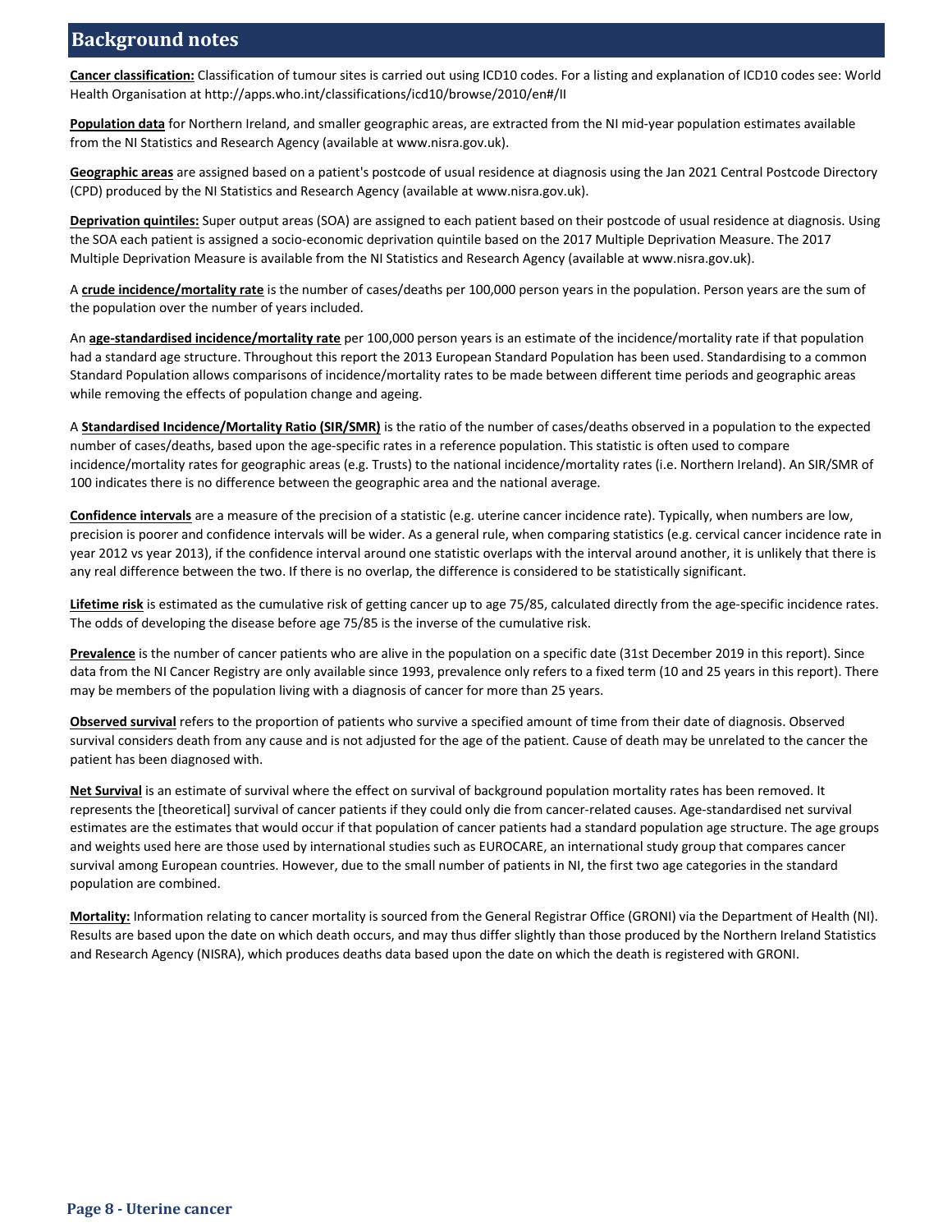## Background notes

**Cancer classification:** Classification of tumour sites is carried out using ICD10 codes. For a listing and explanation of ICD10 codes see: World Health Organisation at http://apps.who.int/classifications/icd10/browse/2010/en#/II

**Population data** for Northern Ireland, and smaller geographic areas, are extracted from the NI mid-year population estimates available from the NI Statistics and Research Agency (available at www.nisra.gov.uk).

**Geographic areas** are assigned based on a patient's postcode of usual residence at diagnosis using the Jan 2021 Central Postcode Directory (CPD) produced by the NI Statistics and Research Agency (available at www.nisra.gov.uk).

**Deprivation quintiles:** Super output areas (SOA) are assigned to each patient based on their postcode of usual residence at diagnosis. Using the SOA each patient is assigned a socio-economic deprivation quintile based on the 2017 Multiple Deprivation Measure. The 2017 Multiple Deprivation Measure is available from the NI Statistics and Research Agency (available at www.nisra.gov.uk).

A **crude incidence/mortality rate** is the number of cases/deaths per 100,000 person years in the population. Person years are the sum of the population over the number of years included.

An **age-standardised incidence/mortality rate** per 100,000 person years is an estimate of the incidence/mortality rate if that population had a standard age structure. Throughout this report the 2013 European Standard Population has been used. Standardising to a common Standard Population allows comparisons of incidence/mortality rates to be made between different time periods and geographic areas while removing the effects of population change and ageing.

A **Standardised Incidence/Mortality Ratio (SIR/SMR)** is the ratio of the number of cases/deaths observed in a population to the expected number of cases/deaths, based upon the age-specific rates in a reference population. This statistic is often used to compare incidence/mortality rates for geographic areas (e.g. Trusts) to the national incidence/mortality rates (i.e. Northern Ireland). An SIR/SMR of 100 indicates there is no difference between the geographic area and the national average.

**Confidence intervals** are a measure of the precision of a statistic (e.g. uterine cancer incidence rate). Typically, when numbers are low, precision is poorer and confidence intervals will be wider. As a general rule, when comparing statistics (e.g. cervical cancer incidence rate in year 2012 vs year 2013), if the confidence interval around one statistic overlaps with the interval around another, it is unlikely that there is any real difference between the two. If there is no overlap, the difference is considered to be statistically significant.

**Lifetime risk** is estimated as the cumulative risk of getting cancer up to age 75/85, calculated directly from the age-specific incidence rates. The odds of developing the disease before age 75/85 is the inverse of the cumulative risk.

**Prevalence** is the number of cancer patients who are alive in the population on a specific date (31st December 2019 in this report). Since data from the NI Cancer Registry are only available since 1993, prevalence only refers to a fixed term (10 and 25 years in this report). There may be members of the population living with a diagnosis of cancer for more than 25 years.

**Observed survival** refers to the proportion of patients who survive a specified amount of time from their date of diagnosis. Observed survival considers death from any cause and is not adjusted for the age of the patient. Cause of death may be unrelated to the cancer the patient has been diagnosed with.

**Net Survival** is an estimate of survival where the effect on survival of background population mortality rates has been removed. It represents the [theoretical] survival of cancer patients if they could only die from cancer-related causes. Age-standardised net survival estimates are the estimates that would occur if that population of cancer patients had a standard population age structure. The age groups and weights used here are those used by international studies such as EUROCARE, an international study group that compares cancer survival among European countries. However, due to the small number of patients in NI, the first two age categories in the standard population are combined.

**Mortality:** Information relating to cancer mortality is sourced from the General Registrar Office (GRONI) via the Department of Health (NI). Results are based upon the date on which death occurs, and may thus differ slightly than those produced by the Northern Ireland Statistics and Research Agency (NISRA), which produces deaths data based upon the date on which the death is registered with GRONI.